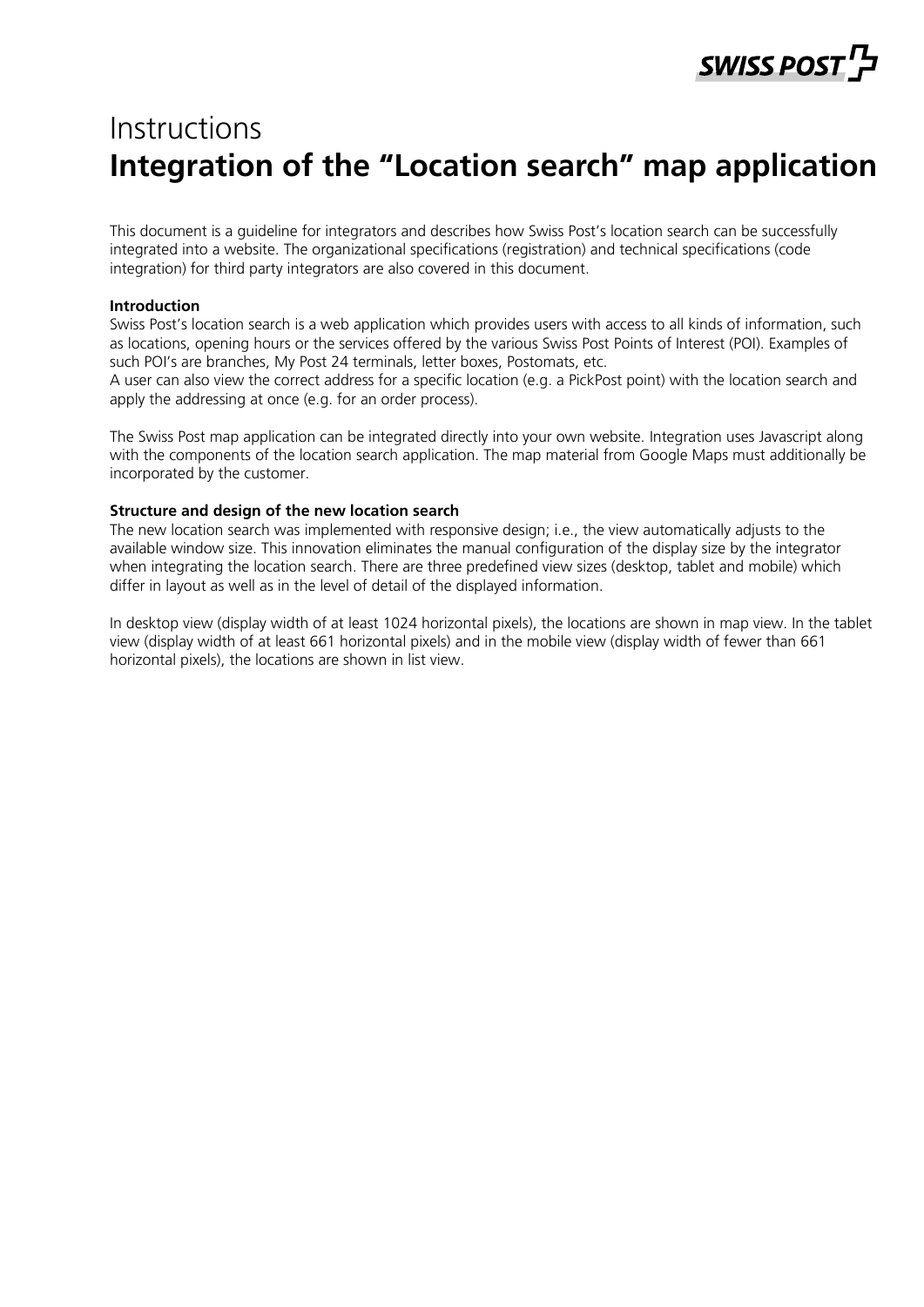# Instructions
# Integration of the "Location search" map application

This document is a guideline for integrators and describes how Swiss Post's location search can be successfully integrated into a website. The organizational specifications (registration) and technical specifications (code integration) for third party integrators are also covered in this document.

**Introduction**

Swiss Post's location search is a web application which provides users with access to all kinds of information, such as locations, opening hours or the services offered by the various Swiss Post Points of Interest (POI). Examples of such POI's are branches, My Post 24 terminals, letter boxes, Postomats, etc.
A user can also view the correct address for a specific location (e.g. a PickPost point) with the location search and apply the addressing at once (e.g. for an order process).

The Swiss Post map application can be integrated directly into your own website. Integration uses Javascript along with the components of the location search application. The map material from Google Maps must additionally be incorporated by the customer.

**Structure and design of the new location search**

The new location search was implemented with responsive design; i.e., the view automatically adjusts to the available window size. This innovation eliminates the manual configuration of the display size by the integrator when integrating the location search. There are three predefined view sizes (desktop, tablet and mobile) which differ in layout as well as in the level of detail of the displayed information.

In desktop view (display width of at least 1024 horizontal pixels), the locations are shown in map view. In the tablet view (display width of at least 661 horizontal pixels) and in the mobile view (display width of fewer than 661 horizontal pixels), the locations are shown in list view.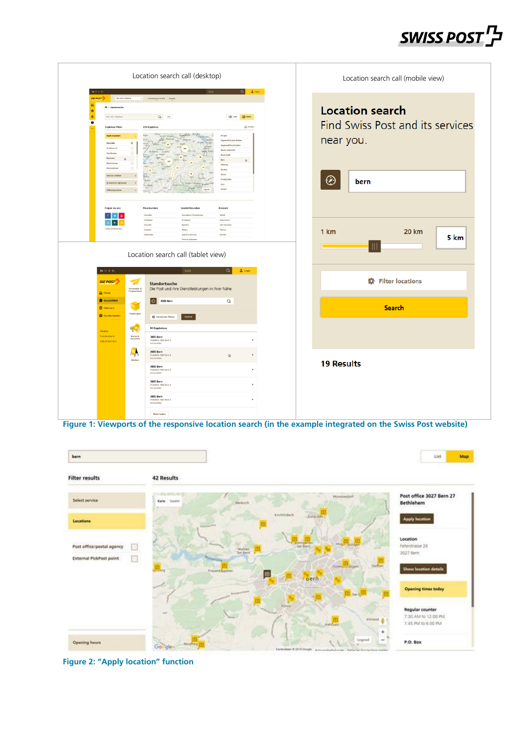Location search call (desktop)

Location search call (mobile view)

Location search call (tablet view)

**Figure 1: Viewports of the responsive location search (in the example integrated on the Swiss Post website)**

**Figure 2: "Apply location" function**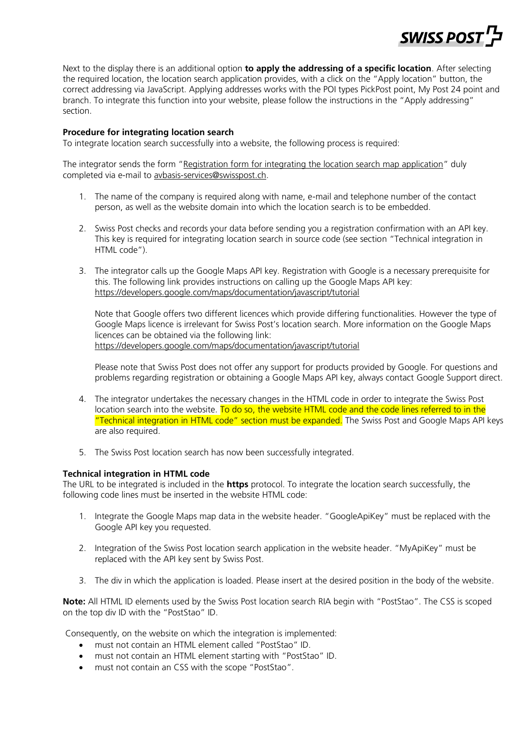Next to the display there is an additional option **to apply the addressing of a specific location**. After selecting the required location, the location search application provides, with a click on the "Apply location" button, the correct addressing via JavaScript. Applying addresses works with the POI types PickPost point, My Post 24 point and branch. To integrate this function into your website, please follow the instructions in the "Apply addressing" section.

**Procedure for integrating location search**

To integrate location search successfully into a website, the following process is required:

The integrator sends the form "Registration form for integrating the location search map application" duly completed via e-mail to avbasis-services@swisspost.ch.

1. The name of the company is required along with name, e-mail and telephone number of the contact person, as well as the website domain into which the location search is to be embedded.

2. Swiss Post checks and records your data before sending you a registration confirmation with an API key. This key is required for integrating location search in source code (see section "Technical integration in HTML code").

3. The integrator calls up the Google Maps API key. Registration with Google is a necessary prerequisite for this. The following link provides instructions on calling up the Google Maps API key: https://developers.google.com/maps/documentation/javascript/tutorial

   Note that Google offers two different licences which provide differing functionalities. However the type of Google Maps licence is irrelevant for Swiss Post's location search. More information on the Google Maps licences can be obtained via the following link: https://developers.google.com/maps/documentation/javascript/tutorial

   Please note that Swiss Post does not offer any support for products provided by Google. For questions and problems regarding registration or obtaining a Google Maps API key, always contact Google Support direct.

4. The integrator undertakes the necessary changes in the HTML code in order to integrate the Swiss Post location search into the website. To do so, the website HTML code and the code lines referred to in the "Technical integration in HTML code" section must be expanded. The Swiss Post and Google Maps API keys are also required.

5. The Swiss Post location search has now been successfully integrated.

**Technical integration in HTML code**

The URL to be integrated is included in the **https** protocol. To integrate the location search successfully, the following code lines must be inserted in the website HTML code:

1. Integrate the Google Maps map data in the website header. "GoogleApiKey" must be replaced with the Google API key you requested.

2. Integration of the Swiss Post location search application in the website header. "MyApiKey" must be replaced with the API key sent by Swiss Post.

3. The div in which the application is loaded. Please insert at the desired position in the body of the website.

**Note:** All HTML ID elements used by the Swiss Post location search RIA begin with "PostStao". The CSS is scoped on the top div ID with the "PostStao" ID.

Consequently, on the website on which the integration is implemented:

- must not contain an HTML element called "PostStao" ID.
- must not contain an HTML element starting with "PostStao" ID.
- must not contain an CSS with the scope "PostStao".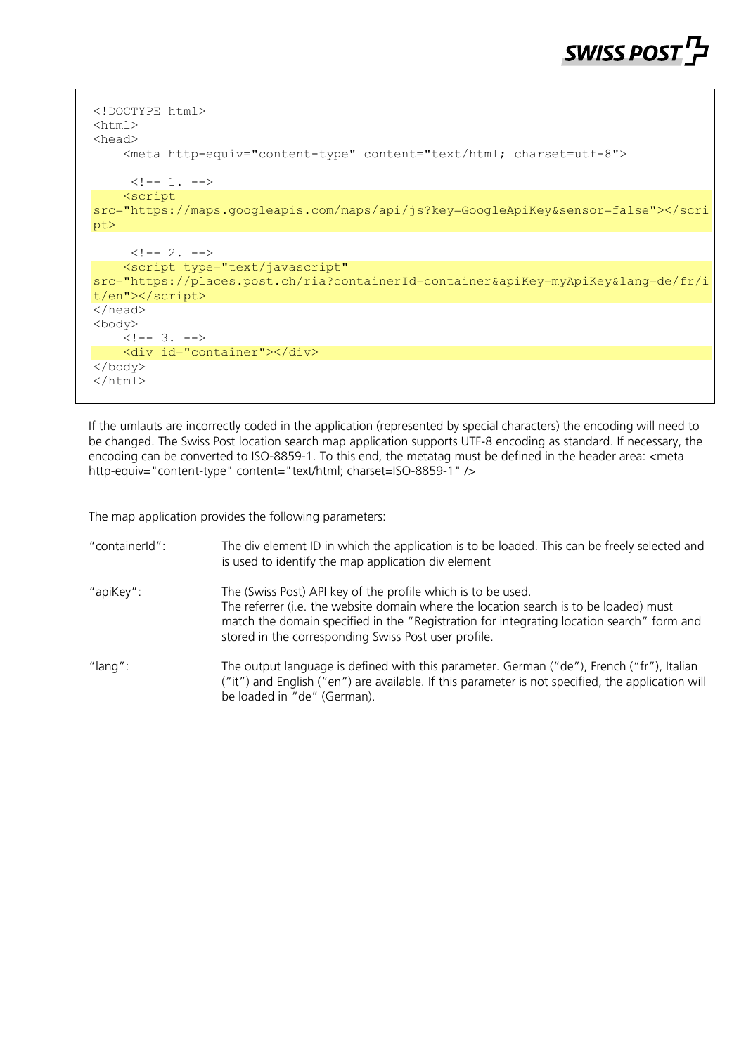```html
<!DOCTYPE html>
<html>
<head>
    <meta http-equiv="content-type" content="text/html; charset=utf-8">

     <!-- 1. -->
    <script
src="https://maps.googleapis.com/maps/api/js?key=GoogleApiKey&sensor=false"></script>

     <!-- 2. -->
    <script type="text/javascript"
src="https://places.post.ch/ria?containerId=container&apiKey=myApiKey&lang=de/fr/it/en"></script>
</head>
<body>
    <!-- 3. -->
    <div id="container"></div>
</body>
</html>
```

If the umlauts are incorrectly coded in the application (represented by special characters) the encoding will need to be changed. The Swiss Post location search map application supports UTF-8 encoding as standard. If necessary, the encoding can be converted to ISO-8859-1. To this end, the metatag must be defined in the header area: <meta http-equiv="content-type" content="text/html; charset=ISO-8859-1" />

The map application provides the following parameters:

"containerId": The div element ID in which the application is to be loaded. This can be freely selected and is used to identify the map application div element

"apiKey": The (Swiss Post) API key of the profile which is to be used.
The referrer (i.e. the website domain where the location search is to be loaded) must match the domain specified in the "Registration for integrating location search" form and stored in the corresponding Swiss Post user profile.

"lang": The output language is defined with this parameter. German ("de"), French ("fr"), Italian ("it") and English ("en") are available. If this parameter is not specified, the application will be loaded in "de" (German).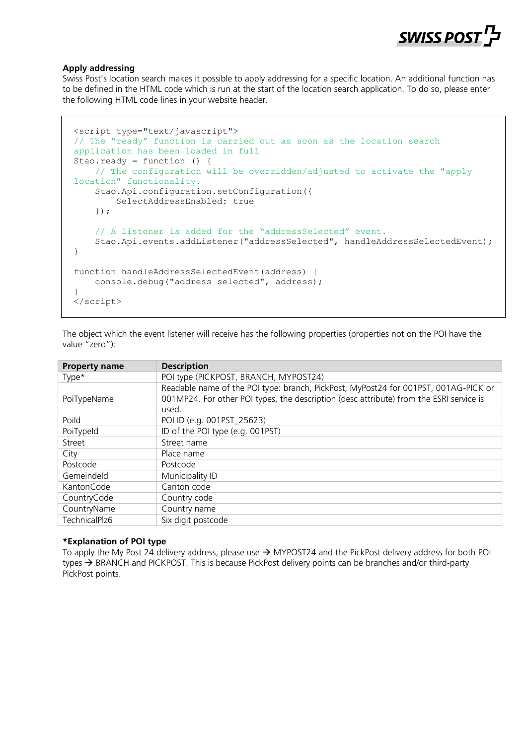**Apply addressing**

Swiss Post's location search makes it possible to apply addressing for a specific location. An additional function has to be defined in the HTML code which is run at the start of the location search application. To do so, please enter the following HTML code lines in your website header.

```
<script type="text/javascript">
// The "ready" function is carried out as soon as the location search
application has been loaded in full
Stao.ready = function () {
    // The configuration will be overridden/adjusted to activate the "apply
location" functionality.
    Stao.Api.configuration.setConfiguration({
        SelectAddressEnabled: true
    });

    // A listener is added for the "addressSelected" event.
    Stao.Api.events.addListener("addressSelected", handleAddressSelectedEvent);
}

function handleAddressSelectedEvent(address) {
    console.debug("address selected", address);
}
</script>
```

The object which the event listener will receive has the following properties (properties not on the POI have the value "zero"):

| Property name | Description |
|---|---|
| Type* | POI type (PICKPOST, BRANCH, MYPOST24) |
| PoiTypeName | Readable name of the POI type: branch, PickPost, MyPost24 for 001PST, 001AG-PICK or 001MP24. For other POI types, the description (desc attribute) from the ESRI service is used. |
| PoiId | POI ID (e.g. 001PST_25623) |
| PoiTypeId | ID of the POI type (e.g. 001PST) |
| Street | Street name |
| City | Place name |
| Postcode | Postcode |
| GemeindeId | Municipality ID |
| KantonCode | Canton code |
| CountryCode | Country code |
| CountryName | Country name |
| TechnicalPlz6 | Six digit postcode |

**\*Explanation of POI type**

To apply the My Post 24 delivery address, please use → MYPOST24 and the PickPost delivery address for both POI types → BRANCH and PICKPOST. This is because PickPost delivery points can be branches and/or third-party PickPost points.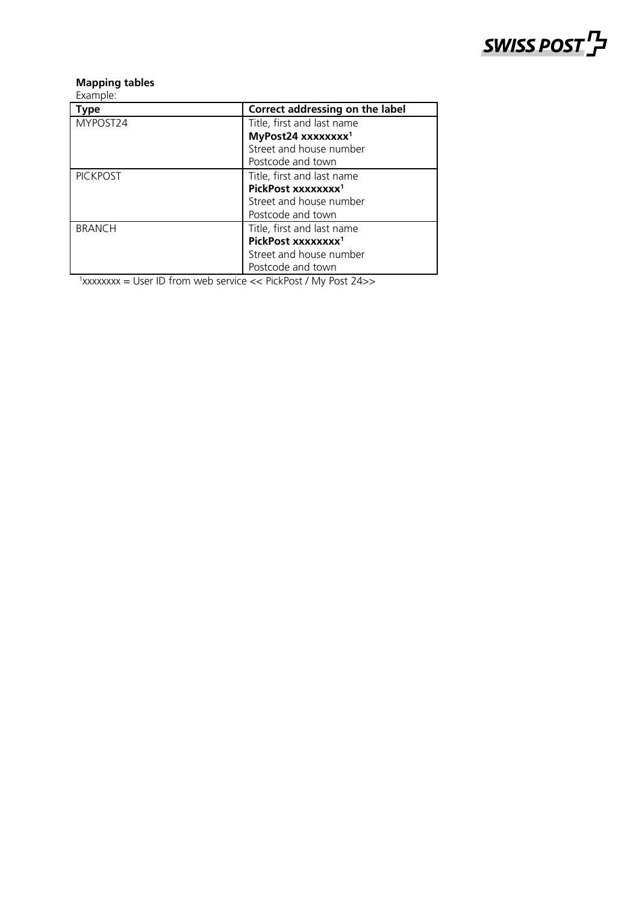**Mapping tables**

Example:

| Type | Correct addressing on the label |
|---|---|
| MYPOST24 | Title, first and last name<br>**MyPost24 xxxxxxxx[1]**<br>Street and house number<br>Postcode and town |
| PICKPOST | Title, first and last name<br>**PickPost xxxxxxxx[1]**<br>Street and house number<br>Postcode and town |
| BRANCH | Title, first and last name<br>**PickPost xxxxxxxx[1]**<br>Street and house number<br>Postcode and town |

[1]xxxxxxxx = User ID from web service << PickPost / My Post 24>>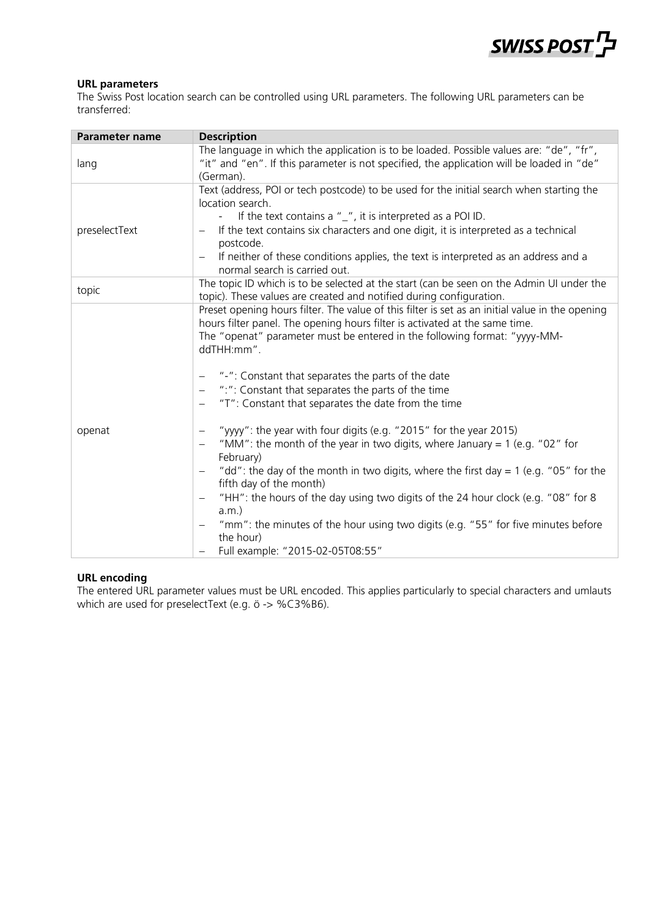**URL parameters**

The Swiss Post location search can be controlled using URL parameters. The following URL parameters can be transferred:

| Parameter name | Description |
| --- | --- |
| lang | The language in which the application is to be loaded. Possible values are: "de", "fr", "it" and "en". If this parameter is not specified, the application will be loaded in "de" (German). |
| preselectText | Text (address, POI or tech postcode) to be used for the initial search when starting the location search.<br>- If the text contains a "_", it is interpreted as a POI ID.<br>– If the text contains six characters and one digit, it is interpreted as a technical postcode.<br>– If neither of these conditions applies, the text is interpreted as an address and a normal search is carried out. |
| topic | The topic ID which is to be selected at the start (can be seen on the Admin UI under the topic). These values are created and notified during configuration. |
| openat | Preset opening hours filter. The value of this filter is set as an initial value in the opening hours filter panel. The opening hours filter is activated at the same time.<br>The "openat" parameter must be entered in the following format: "yyyy-MM-ddTHH:mm".<br><br>– "-": Constant that separates the parts of the date<br>– ":": Constant that separates the parts of the time<br>– "T": Constant that separates the date from the time<br><br>– "yyyy": the year with four digits (e.g. "2015" for the year 2015)<br>– "MM": the month of the year in two digits, where January = 1 (e.g. "02" for February)<br>– "dd": the day of the month in two digits, where the first day = 1 (e.g. "05" for the fifth day of the month)<br>– "HH": the hours of the day using two digits of the 24 hour clock (e.g. "08" for 8 a.m.)<br>– "mm": the minutes of the hour using two digits (e.g. "55" for five minutes before the hour)<br>– Full example: "2015-02-05T08:55" |

**URL encoding**

The entered URL parameter values must be URL encoded. This applies particularly to special characters and umlauts which are used for preselectText (e.g. ö -> %C3%B6).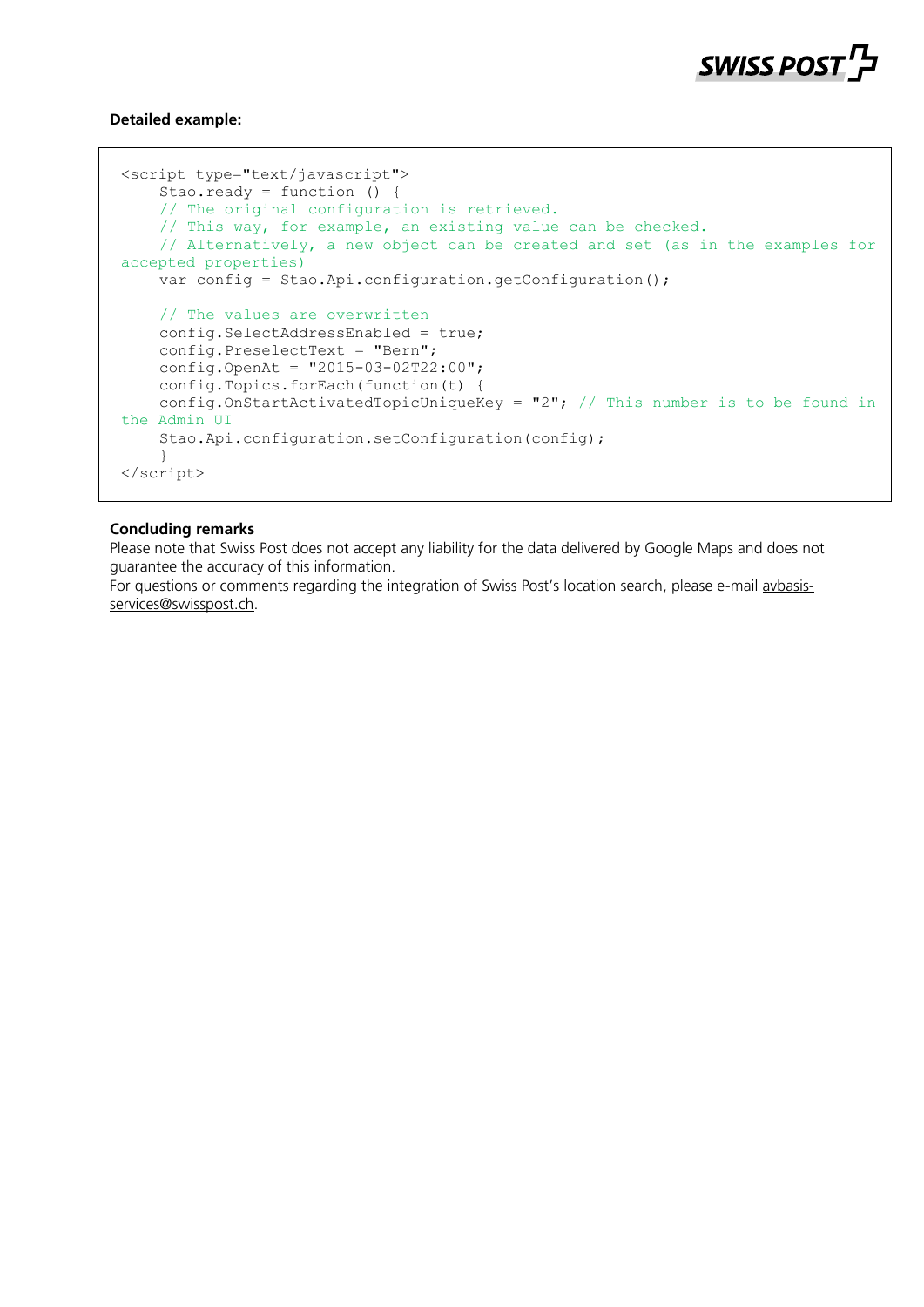**Detailed example:**

```
<script type="text/javascript">
    Stao.ready = function () {
    // The original configuration is retrieved.
    // This way, for example, an existing value can be checked.
    // Alternatively, a new object can be created and set (as in the examples for
accepted properties)
    var config = Stao.Api.configuration.getConfiguration();

    // The values are overwritten
    config.SelectAddressEnabled = true;
    config.PreselectText = "Bern";
    config.OpenAt = "2015-03-02T22:00";
    config.Topics.forEach(function(t) {
    config.OnStartActivatedTopicUniqueKey = "2"; // This number is to be found in
the Admin UI
    Stao.Api.configuration.setConfiguration(config);
    }
</script>
```

**Concluding remarks**

Please note that Swiss Post does not accept any liability for the data delivered by Google Maps and does not guarantee the accuracy of this information.

For questions or comments regarding the integration of Swiss Post's location search, please e-mail avbasis-services@swisspost.ch.